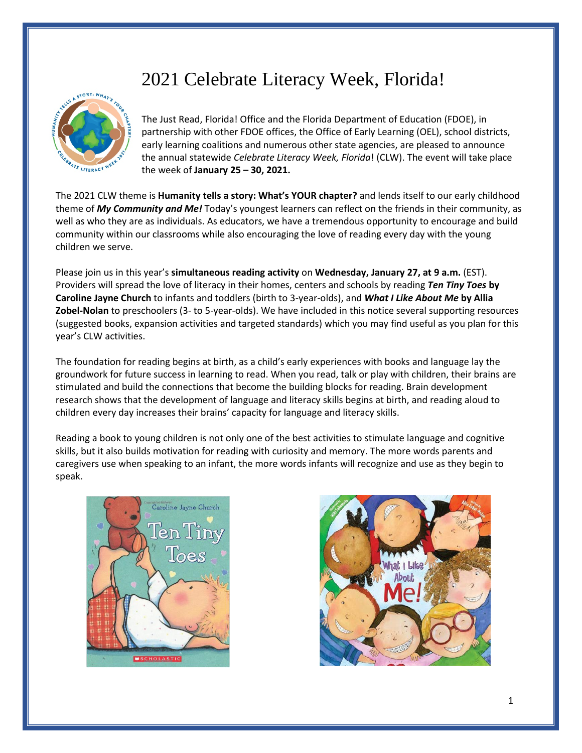# 2021 Celebrate Literacy Week, Florida!

The Just Read, Florida! Office and the Florida Department of Education (FDOE), in partnership with other FDOE offices, the Office of Early Learning (OEL), school districts, early learning coalitions and numerous other state agencies, are pleased to announce the annual statewide *Celebrate Literacy Week, Florida*! (CLW). The event will take place the week of **January 25 – 30, 2021.**

The 2021 CLW theme is **Humanity tells a story: What's YOUR chapter?** and lends itself to our early childhood theme of ***My Community and Me!*** Today's youngest learners can reflect on the friends in their community, as well as who they are as individuals. As educators, we have a tremendous opportunity to encourage and build community within our classrooms while also encouraging the love of reading every day with the young children we serve.

Please join us in this year's **simultaneous reading activity** on **Wednesday, January 27, at 9 a.m.** (EST). Providers will spread the love of literacy in their homes, centers and schools by reading ***Ten Tiny Toes* by Caroline Jayne Church** to infants and toddlers (birth to 3-year-olds), and ***What I Like About Me* by Allia Zobel-Nolan** to preschoolers (3- to 5-year-olds). We have included in this notice several supporting resources (suggested books, expansion activities and targeted standards) which you may find useful as you plan for this year's CLW activities.

The foundation for reading begins at birth, as a child's early experiences with books and language lay the groundwork for future success in learning to read. When you read, talk or play with children, their brains are stimulated and build the connections that become the building blocks for reading. Brain development research shows that the development of language and literacy skills begins at birth, and reading aloud to children every day increases their brains' capacity for language and literacy skills.

Reading a book to young children is not only one of the best activities to stimulate language and cognitive skills, but it also builds motivation for reading with curiosity and memory. The more words parents and caregivers use when speaking to an infant, the more words infants will recognize and use as they begin to speak.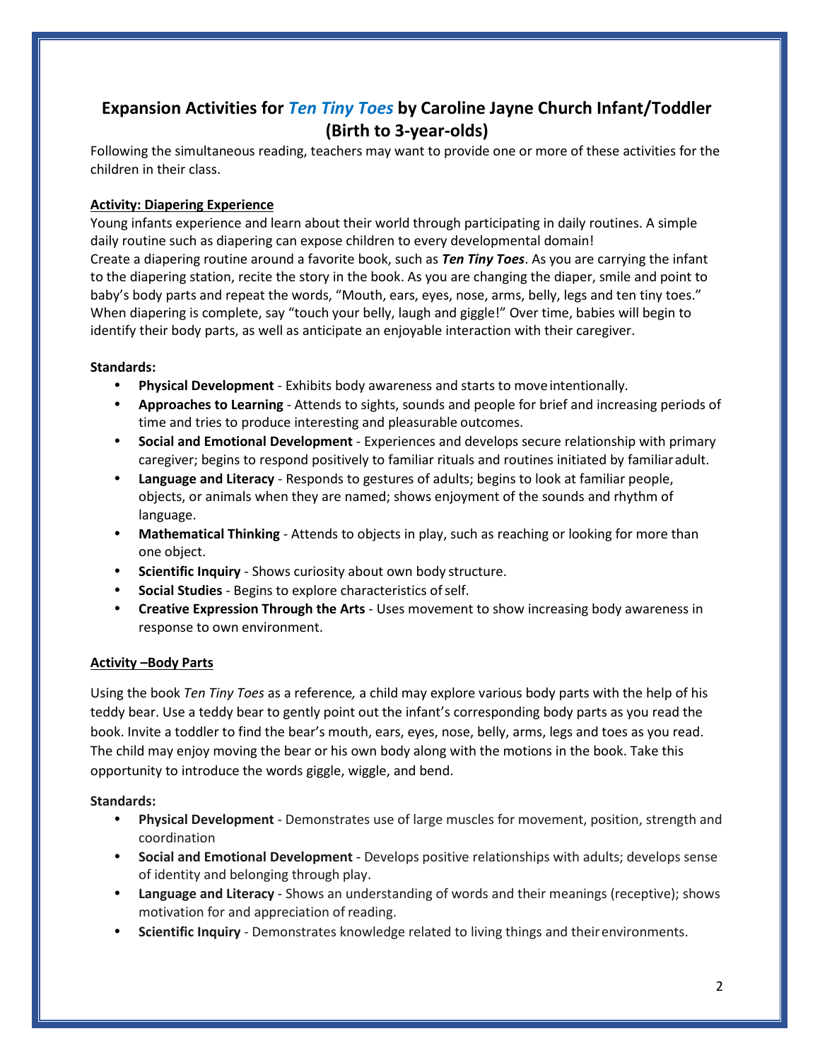## Expansion Activities for *Ten Tiny Toes* by Caroline Jayne Church Infant/Toddler (Birth to 3-year-olds)

Following the simultaneous reading, teachers may want to provide one or more of these activities for the children in their class.

### Activity: Diapering Experience

Young infants experience and learn about their world through participating in daily routines. A simple daily routine such as diapering can expose children to every developmental domain!

Create a diapering routine around a favorite book, such as ***Ten Tiny Toes***. As you are carrying the infant to the diapering station, recite the story in the book. As you are changing the diaper, smile and point to baby's body parts and repeat the words, "Mouth, ears, eyes, nose, arms, belly, legs and ten tiny toes." When diapering is complete, say "touch your belly, laugh and giggle!" Over time, babies will begin to identify their body parts, as well as anticipate an enjoyable interaction with their caregiver.

**Standards:**

- **Physical Development** - Exhibits body awareness and starts to move intentionally.
- **Approaches to Learning** - Attends to sights, sounds and people for brief and increasing periods of time and tries to produce interesting and pleasurable outcomes.
- **Social and Emotional Development** - Experiences and develops secure relationship with primary caregiver; begins to respond positively to familiar rituals and routines initiated by familiar adult.
- **Language and Literacy** - Responds to gestures of adults; begins to look at familiar people, objects, or animals when they are named; shows enjoyment of the sounds and rhythm of language.
- **Mathematical Thinking** - Attends to objects in play, such as reaching or looking for more than one object.
- **Scientific Inquiry** - Shows curiosity about own body structure.
- **Social Studies** - Begins to explore characteristics of self.
- **Creative Expression Through the Arts** - Uses movement to show increasing body awareness in response to own environment.

### Activity –Body Parts

Using the book *Ten Tiny Toes* as a reference*,* a child may explore various body parts with the help of his teddy bear. Use a teddy bear to gently point out the infant's corresponding body parts as you read the book. Invite a toddler to find the bear's mouth, ears, eyes, nose, belly, arms, legs and toes as you read. The child may enjoy moving the bear or his own body along with the motions in the book. Take this opportunity to introduce the words giggle, wiggle, and bend.

**Standards:**

- **Physical Development** - Demonstrates use of large muscles for movement, position, strength and coordination
- **Social and Emotional Development** - Develops positive relationships with adults; develops sense of identity and belonging through play.
- **Language and Literacy** - Shows an understanding of words and their meanings (receptive); shows motivation for and appreciation of reading.
- **Scientific Inquiry** - Demonstrates knowledge related to living things and their environments.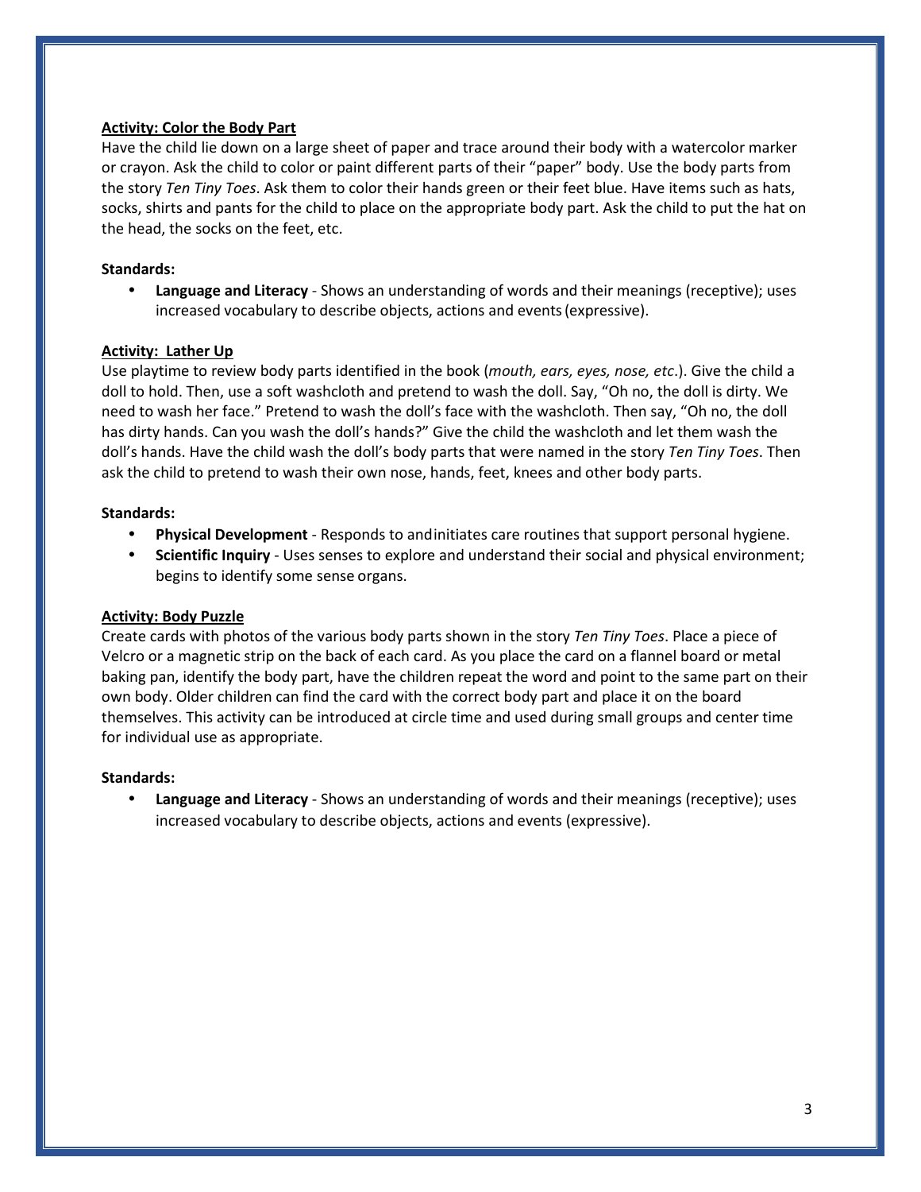**<u>Activity: Color the Body Part</u>**

Have the child lie down on a large sheet of paper and trace around their body with a watercolor marker or crayon. Ask the child to color or paint different parts of their "paper" body. Use the body parts from the story *Ten Tiny Toes*. Ask them to color their hands green or their feet blue. Have items such as hats, socks, shirts and pants for the child to place on the appropriate body part. Ask the child to put the hat on the head, the socks on the feet, etc.

**Standards:**

- **Language and Literacy** - Shows an understanding of words and their meanings (receptive); uses increased vocabulary to describe objects, actions and events (expressive).

**<u>Activity: Lather Up</u>**

Use playtime to review body parts identified in the book (*mouth, ears, eyes, nose, etc*.). Give the child a doll to hold. Then, use a soft washcloth and pretend to wash the doll. Say, "Oh no, the doll is dirty. We need to wash her face." Pretend to wash the doll's face with the washcloth. Then say, "Oh no, the doll has dirty hands. Can you wash the doll's hands?" Give the child the washcloth and let them wash the doll's hands. Have the child wash the doll's body parts that were named in the story *Ten Tiny Toes*. Then ask the child to pretend to wash their own nose, hands, feet, knees and other body parts.

**Standards:**

- **Physical Development** - Responds to and initiates care routines that support personal hygiene.
- **Scientific Inquiry** - Uses senses to explore and understand their social and physical environment; begins to identify some sense organs.

**<u>Activity: Body Puzzle</u>**

Create cards with photos of the various body parts shown in the story *Ten Tiny Toes*. Place a piece of Velcro or a magnetic strip on the back of each card. As you place the card on a flannel board or metal baking pan, identify the body part, have the children repeat the word and point to the same part on their own body. Older children can find the card with the correct body part and place it on the board themselves. This activity can be introduced at circle time and used during small groups and center time for individual use as appropriate.

**Standards:**

- **Language and Literacy** - Shows an understanding of words and their meanings (receptive); uses increased vocabulary to describe objects, actions and events (expressive).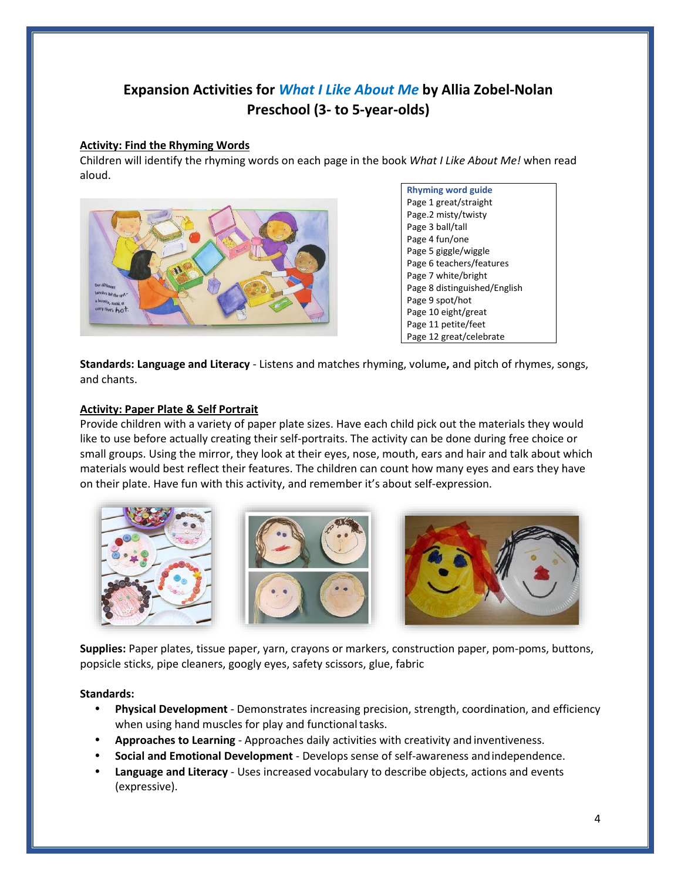# Expansion Activities for *What I Like About Me* by Allia Zobel-Nolan
## Preschool (3- to 5-year-olds)

### Activity: Find the Rhyming Words

Children will identify the rhyming words on each page in the book *What I Like About Me!* when read aloud.

| Rhyming word guide |
|---|
| Page 1 great/straight |
| Page.2 misty/twisty |
| Page 3 ball/tall |
| Page 4 fun/one |
| Page 5 giggle/wiggle |
| Page 6 teachers/features |
| Page 7 white/bright |
| Page 8 distinguished/English |
| Page 9 spot/hot |
| Page 10 eight/great |
| Page 11 petite/feet |
| Page 12 great/celebrate |

**Standards: Language and Literacy** - Listens and matches rhyming, volume**,** and pitch of rhymes, songs, and chants.

### Activity: Paper Plate & Self Portrait

Provide children with a variety of paper plate sizes. Have each child pick out the materials they would like to use before actually creating their self-portraits. The activity can be done during free choice or small groups. Using the mirror, they look at their eyes, nose, mouth, ears and hair and talk about which materials would best reflect their features. The children can count how many eyes and ears they have on their plate. Have fun with this activity, and remember it's about self-expression.

**Supplies:** Paper plates, tissue paper, yarn, crayons or markers, construction paper, pom-poms, buttons, popsicle sticks, pipe cleaners, googly eyes, safety scissors, glue, fabric

**Standards:**

- **Physical Development** - Demonstrates increasing precision, strength, coordination, and efficiency when using hand muscles for play and functional tasks.
- **Approaches to Learning** - Approaches daily activities with creativity and inventiveness.
- **Social and Emotional Development** - Develops sense of self-awareness and independence.
- **Language and Literacy** - Uses increased vocabulary to describe objects, actions and events (expressive).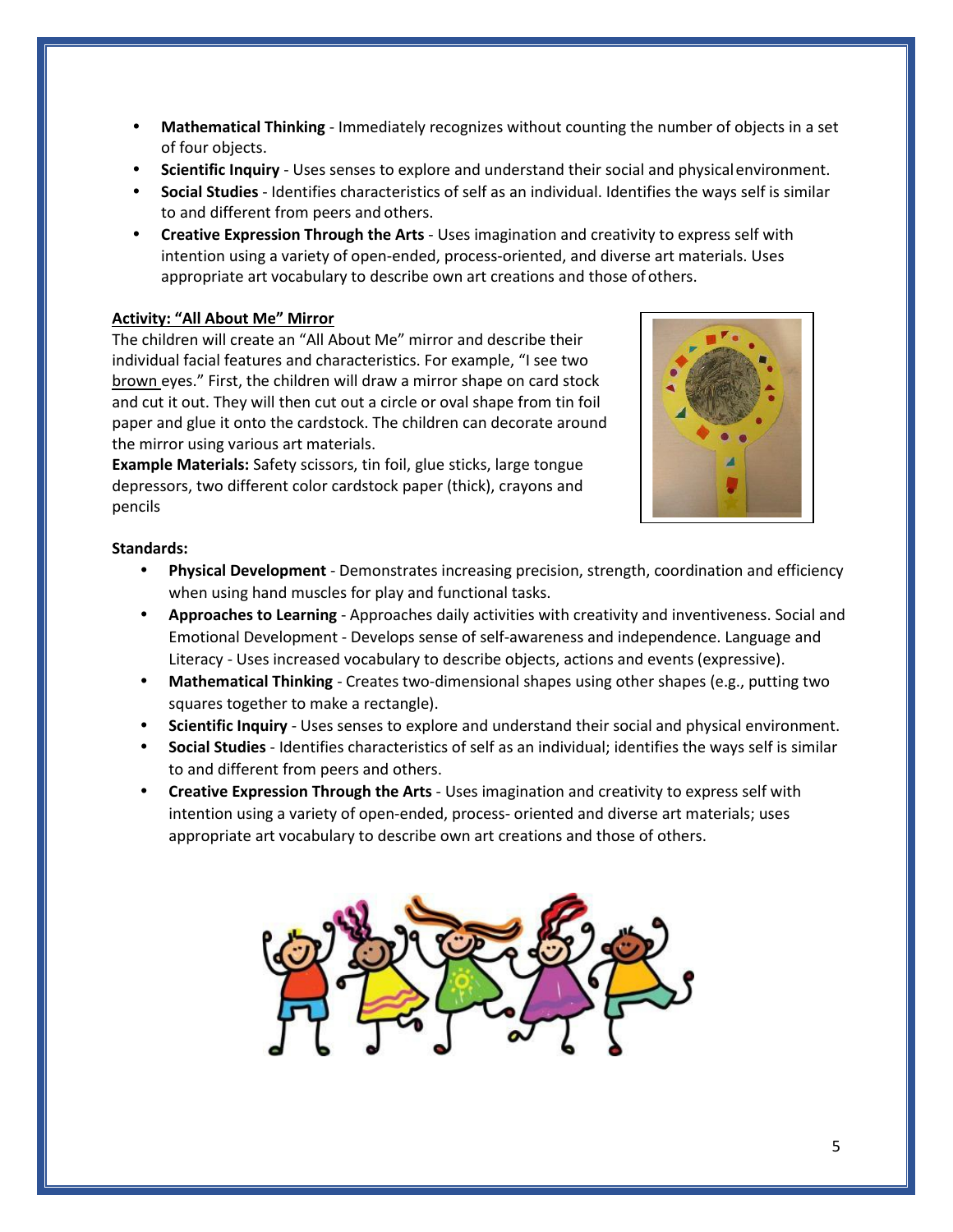- **Mathematical Thinking** - Immediately recognizes without counting the number of objects in a set of four objects.
- **Scientific Inquiry** - Uses senses to explore and understand their social and physical environment.
- **Social Studies** - Identifies characteristics of self as an individual. Identifies the ways self is similar to and different from peers and others.
- **Creative Expression Through the Arts** - Uses imagination and creativity to express self with intention using a variety of open-ended, process-oriented, and diverse art materials. Uses appropriate art vocabulary to describe own art creations and those of others.

**Activity: "All About Me" Mirror**

The children will create an "All About Me" mirror and describe their individual facial features and characteristics. For example, "I see two brown eyes." First, the children will draw a mirror shape on card stock and cut it out. They will then cut out a circle or oval shape from tin foil paper and glue it onto the cardstock. The children can decorate around the mirror using various art materials.

**Example Materials:** Safety scissors, tin foil, glue sticks, large tongue depressors, two different color cardstock paper (thick), crayons and pencils

**Standards:**

- **Physical Development** - Demonstrates increasing precision, strength, coordination and efficiency when using hand muscles for play and functional tasks.
- **Approaches to Learning** - Approaches daily activities with creativity and inventiveness. Social and Emotional Development - Develops sense of self-awareness and independence. Language and Literacy - Uses increased vocabulary to describe objects, actions and events (expressive).
- **Mathematical Thinking** - Creates two-dimensional shapes using other shapes (e.g., putting two squares together to make a rectangle).
- **Scientific Inquiry** - Uses senses to explore and understand their social and physical environment.
- **Social Studies** - Identifies characteristics of self as an individual; identifies the ways self is similar to and different from peers and others.
- **Creative Expression Through the Arts** - Uses imagination and creativity to express self with intention using a variety of open-ended, process- oriented and diverse art materials; uses appropriate art vocabulary to describe own art creations and those of others.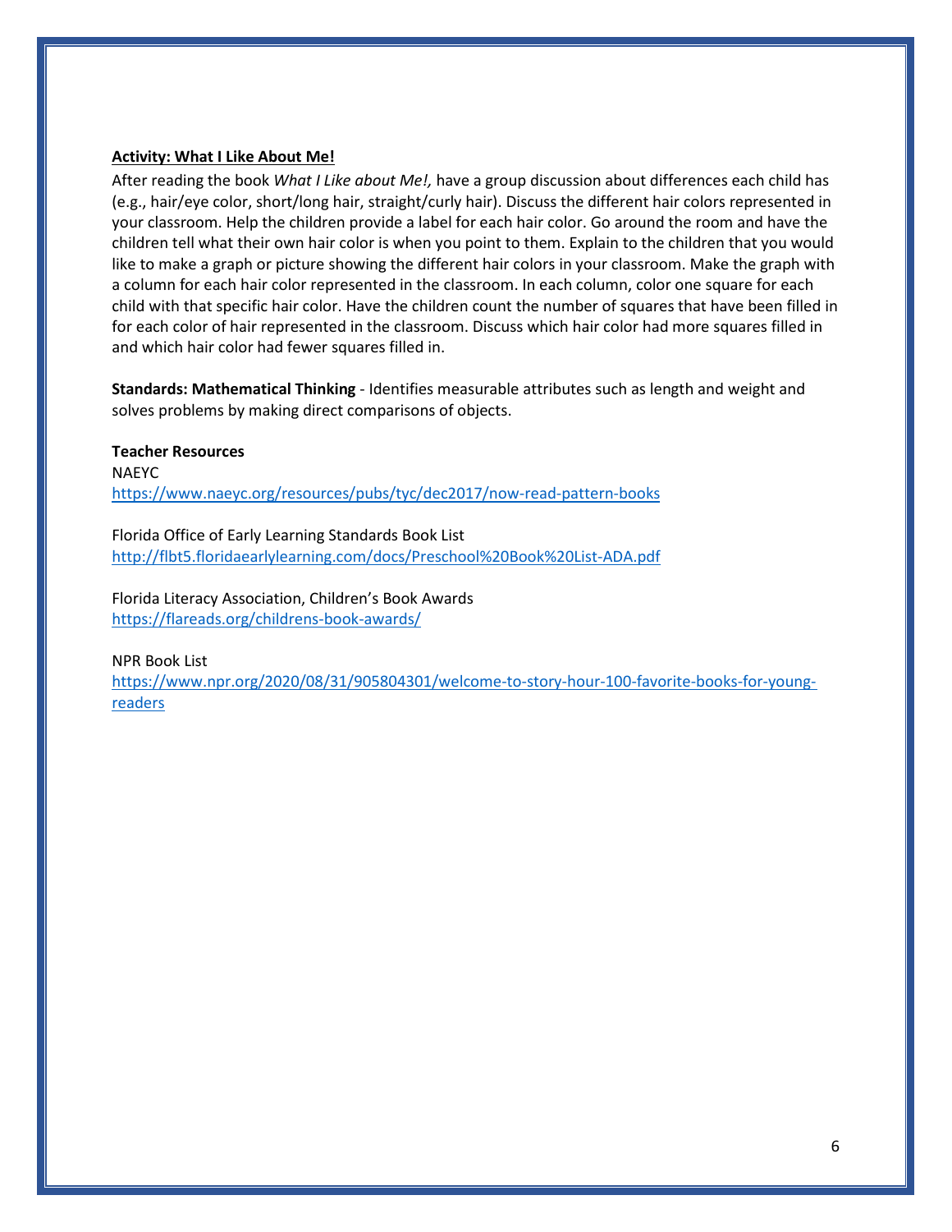**Activity: What I Like About Me!**

After reading the book *What I Like about Me!,* have a group discussion about differences each child has (e.g., hair/eye color, short/long hair, straight/curly hair). Discuss the different hair colors represented in your classroom. Help the children provide a label for each hair color. Go around the room and have the children tell what their own hair color is when you point to them. Explain to the children that you would like to make a graph or picture showing the different hair colors in your classroom. Make the graph with a column for each hair color represented in the classroom. In each column, color one square for each child with that specific hair color. Have the children count the number of squares that have been filled in for each color of hair represented in the classroom. Discuss which hair color had more squares filled in and which hair color had fewer squares filled in.

**Standards: Mathematical Thinking** - Identifies measurable attributes such as length and weight and solves problems by making direct comparisons of objects.

**Teacher Resources**

NAEYC
https://www.naeyc.org/resources/pubs/tyc/dec2017/now-read-pattern-books

Florida Office of Early Learning Standards Book List
http://flbt5.floridaearlylearning.com/docs/Preschool%20Book%20List-ADA.pdf

Florida Literacy Association, Children's Book Awards
https://flareads.org/childrens-book-awards/

NPR Book List
https://www.npr.org/2020/08/31/905804301/welcome-to-story-hour-100-favorite-books-for-young-readers